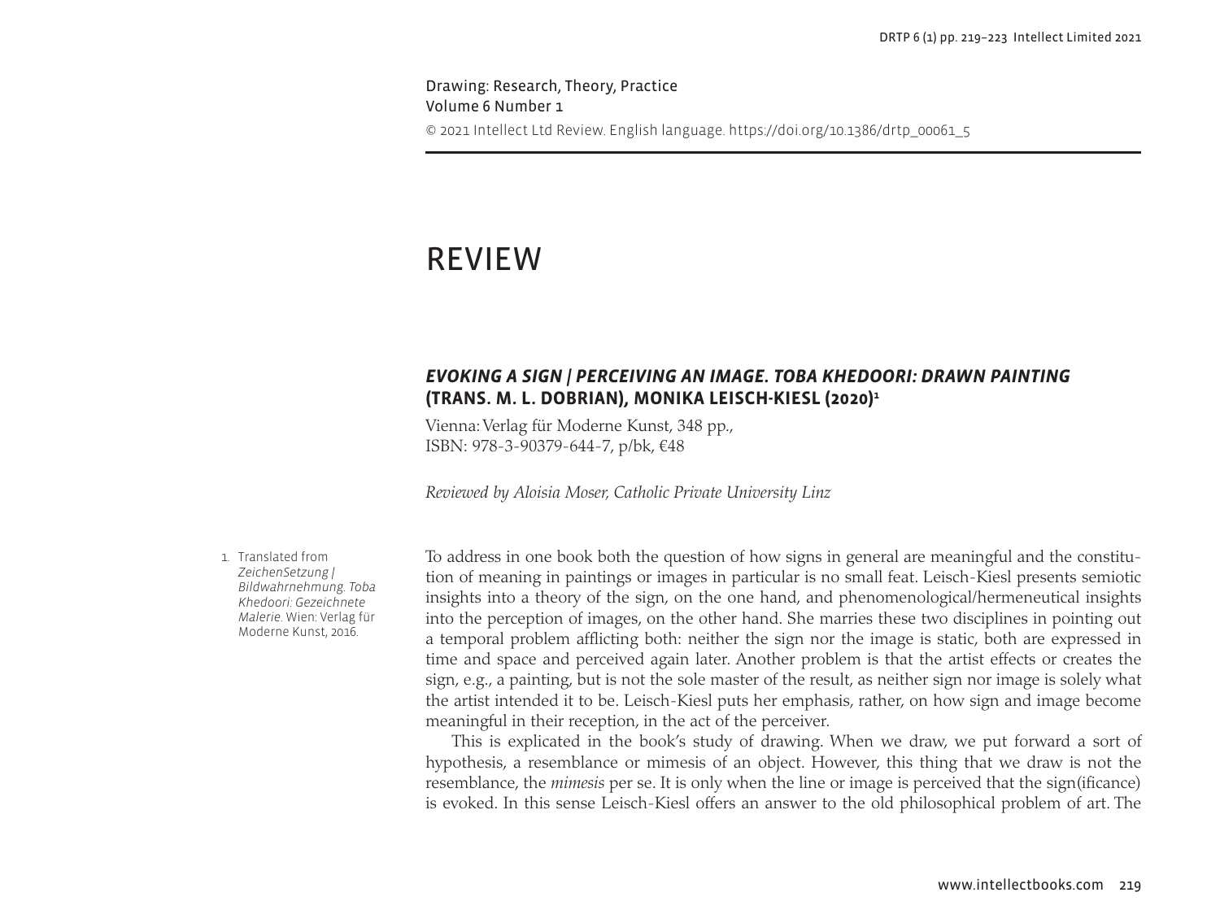Drawing: Research, Theory, Practice
Volume 6 Number 1

© 2021 Intellect Ltd Review. English language. https://doi.org/10.1386/drtp_00061_5

# REVIEW

## *EVOKING A SIGN | PERCEIVING AN IMAGE. TOBA KHEDOORI: DRAWN PAINTING* (TRANS. M. L. DOBRIAN), MONIKA LEISCH-KIESL (2020)[1]

Vienna: Verlag für Moderne Kunst, 348 pp.,
ISBN: 978-3-90379-644-7, p/bk, €48

*Reviewed by Aloisia Moser, Catholic Private University Linz*

To address in one book both the question of how signs in general are meaningful and the constitution of meaning in paintings or images in particular is no small feat. Leisch-Kiesl presents semiotic insights into a theory of the sign, on the one hand, and phenomenological/hermeneutical insights into the perception of images, on the other hand. She marries these two disciplines in pointing out a temporal problem afflicting both: neither the sign nor the image is static, both are expressed in time and space and perceived again later. Another problem is that the artist effects or creates the sign, e.g., a painting, but is not the sole master of the result, as neither sign nor image is solely what the artist intended it to be. Leisch-Kiesl puts her emphasis, rather, on how sign and image become meaningful in their reception, in the act of the perceiver.

This is explicated in the book's study of drawing. When we draw, we put forward a sort of hypothesis, a resemblance or mimesis of an object. However, this thing that we draw is not the resemblance, the *mimesis* per se. It is only when the line or image is perceived that the sign(ificance) is evoked. In this sense Leisch-Kiesl offers an answer to the old philosophical problem of art. The

1. Translated from *ZeichenSetzung | Bildwahrnehmung. Toba Khedoori: Gezeichnete Malerie*. Wien: Verlag für Moderne Kunst, 2016.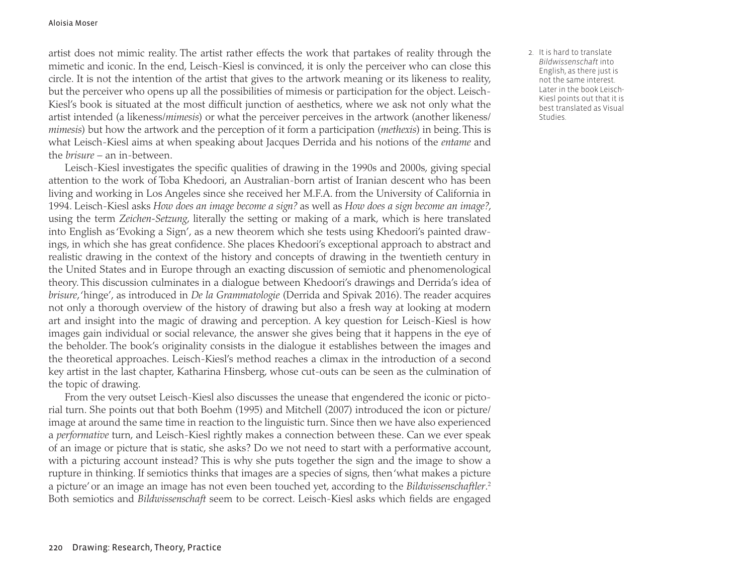artist does not mimic reality. The artist rather effects the work that partakes of reality through the mimetic and iconic. In the end, Leisch-Kiesl is convinced, it is only the perceiver who can close this circle. It is not the intention of the artist that gives to the artwork meaning or its likeness to reality, but the perceiver who opens up all the possibilities of mimesis or participation for the object. Leisch-Kiesl's book is situated at the most difficult junction of aesthetics, where we ask not only what the artist intended (a likeness/*mimesis*) or what the perceiver perceives in the artwork (another likeness/*mimesis*) but how the artwork and the perception of it form a participation (*methexis*) in being. This is what Leisch-Kiesl aims at when speaking about Jacques Derrida and his notions of the *entame* and the *brisure* – an in-between.

Leisch-Kiesl investigates the specific qualities of drawing in the 1990s and 2000s, giving special attention to the work of Toba Khedoori, an Australian-born artist of Iranian descent who has been living and working in Los Angeles since she received her M.F.A. from the University of California in 1994. Leisch-Kiesl asks *How does an image become a sign?* as well as *How does a sign become an image?*, using the term *Zeichen-Setzung*, literally the setting or making of a mark, which is here translated into English as 'Evoking a Sign', as a new theorem which she tests using Khedoori's painted drawings, in which she has great confidence. She places Khedoori's exceptional approach to abstract and realistic drawing in the context of the history and concepts of drawing in the twentieth century in the United States and in Europe through an exacting discussion of semiotic and phenomenological theory. This discussion culminates in a dialogue between Khedoori's drawings and Derrida's idea of *brisure*, 'hinge', as introduced in *De la Grammatologie* (Derrida and Spivak 2016). The reader acquires not only a thorough overview of the history of drawing but also a fresh way at looking at modern art and insight into the magic of drawing and perception. A key question for Leisch-Kiesl is how images gain individual or social relevance, the answer she gives being that it happens in the eye of the beholder. The book's originality consists in the dialogue it establishes between the images and the theoretical approaches. Leisch-Kiesl's method reaches a climax in the introduction of a second key artist in the last chapter, Katharina Hinsberg, whose cut-outs can be seen as the culmination of the topic of drawing.

From the very outset Leisch-Kiesl also discusses the unease that engendered the iconic or pictorial turn. She points out that both Boehm (1995) and Mitchell (2007) introduced the icon or picture/image at around the same time in reaction to the linguistic turn. Since then we have also experienced a *performative* turn, and Leisch-Kiesl rightly makes a connection between these. Can we ever speak of an image or picture that is static, she asks? Do we not need to start with a performative account, with a picturing account instead? This is why she puts together the sign and the image to show a rupture in thinking. If semiotics thinks that images are a species of signs, then 'what makes a picture a picture' or an image an image has not even been touched yet, according to the *Bildwissenschaftler*.[2] Both semiotics and *Bildwissenschaft* seem to be correct. Leisch-Kiesl asks which fields are engaged

2. It is hard to translate *Bildwissenschaft* into English, as there just is not the same interest. Later in the book Leisch-Kiesl points out that it is best translated as Visual Studies.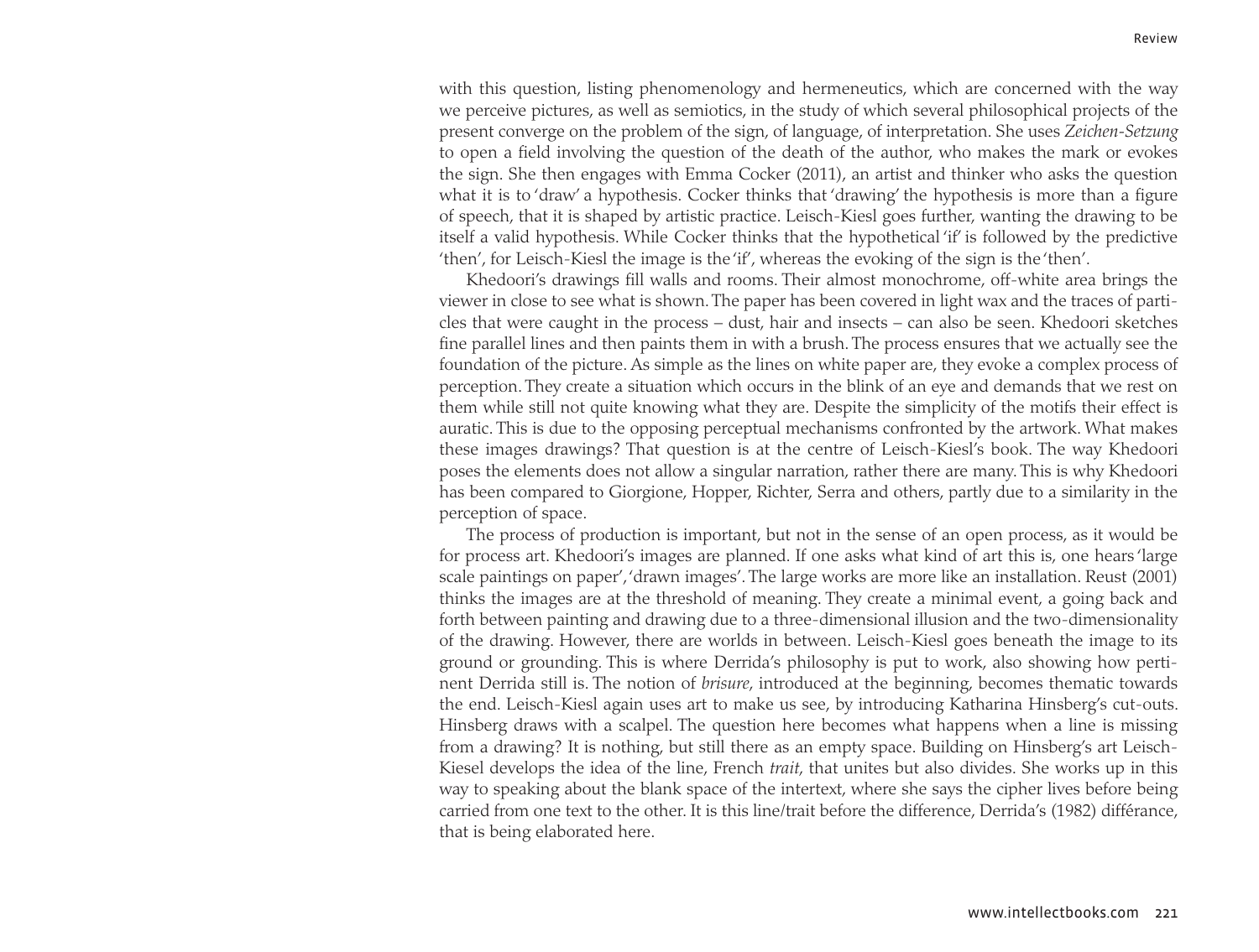with this question, listing phenomenology and hermeneutics, which are concerned with the way we perceive pictures, as well as semiotics, in the study of which several philosophical projects of the present converge on the problem of the sign, of language, of interpretation. She uses *Zeichen-Setzung* to open a field involving the question of the death of the author, who makes the mark or evokes the sign. She then engages with Emma Cocker (2011), an artist and thinker who asks the question what it is to 'draw' a hypothesis. Cocker thinks that 'drawing' the hypothesis is more than a figure of speech, that it is shaped by artistic practice. Leisch-Kiesl goes further, wanting the drawing to be itself a valid hypothesis. While Cocker thinks that the hypothetical 'if' is followed by the predictive 'then', for Leisch-Kiesl the image is the 'if', whereas the evoking of the sign is the 'then'.

Khedoori's drawings fill walls and rooms. Their almost monochrome, off-white area brings the viewer in close to see what is shown. The paper has been covered in light wax and the traces of particles that were caught in the process – dust, hair and insects – can also be seen. Khedoori sketches fine parallel lines and then paints them in with a brush. The process ensures that we actually see the foundation of the picture. As simple as the lines on white paper are, they evoke a complex process of perception. They create a situation which occurs in the blink of an eye and demands that we rest on them while still not quite knowing what they are. Despite the simplicity of the motifs their effect is auratic. This is due to the opposing perceptual mechanisms confronted by the artwork. What makes these images drawings? That question is at the centre of Leisch-Kiesl's book. The way Khedoori poses the elements does not allow a singular narration, rather there are many. This is why Khedoori has been compared to Giorgione, Hopper, Richter, Serra and others, partly due to a similarity in the perception of space.

The process of production is important, but not in the sense of an open process, as it would be for process art. Khedoori's images are planned. If one asks what kind of art this is, one hears 'large scale paintings on paper', 'drawn images'. The large works are more like an installation. Reust (2001) thinks the images are at the threshold of meaning. They create a minimal event, a going back and forth between painting and drawing due to a three-dimensional illusion and the two-dimensionality of the drawing. However, there are worlds in between. Leisch-Kiesl goes beneath the image to its ground or grounding. This is where Derrida's philosophy is put to work, also showing how pertinent Derrida still is. The notion of *brisure*, introduced at the beginning, becomes thematic towards the end. Leisch-Kiesl again uses art to make us see, by introducing Katharina Hinsberg's cut-outs. Hinsberg draws with a scalpel. The question here becomes what happens when a line is missing from a drawing? It is nothing, but still there as an empty space. Building on Hinsberg's art Leisch-Kiesel develops the idea of the line, French *trait*, that unites but also divides. She works up in this way to speaking about the blank space of the intertext, where she says the cipher lives before being carried from one text to the other. It is this line/trait before the difference, Derrida's (1982) différance, that is being elaborated here.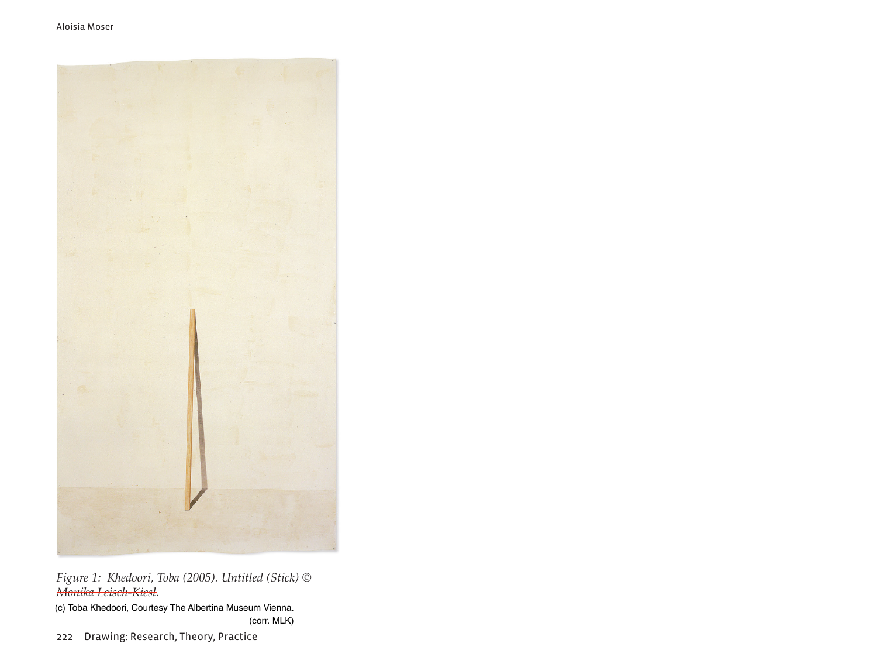*Figure 1: Khedoori, Toba (2005). Untitled (Stick) © ~~Monika Leisch-Kiesl~~.*

(c) Toba Khedoori, Courtesy The Albertina Museum Vienna.

(corr. MLK)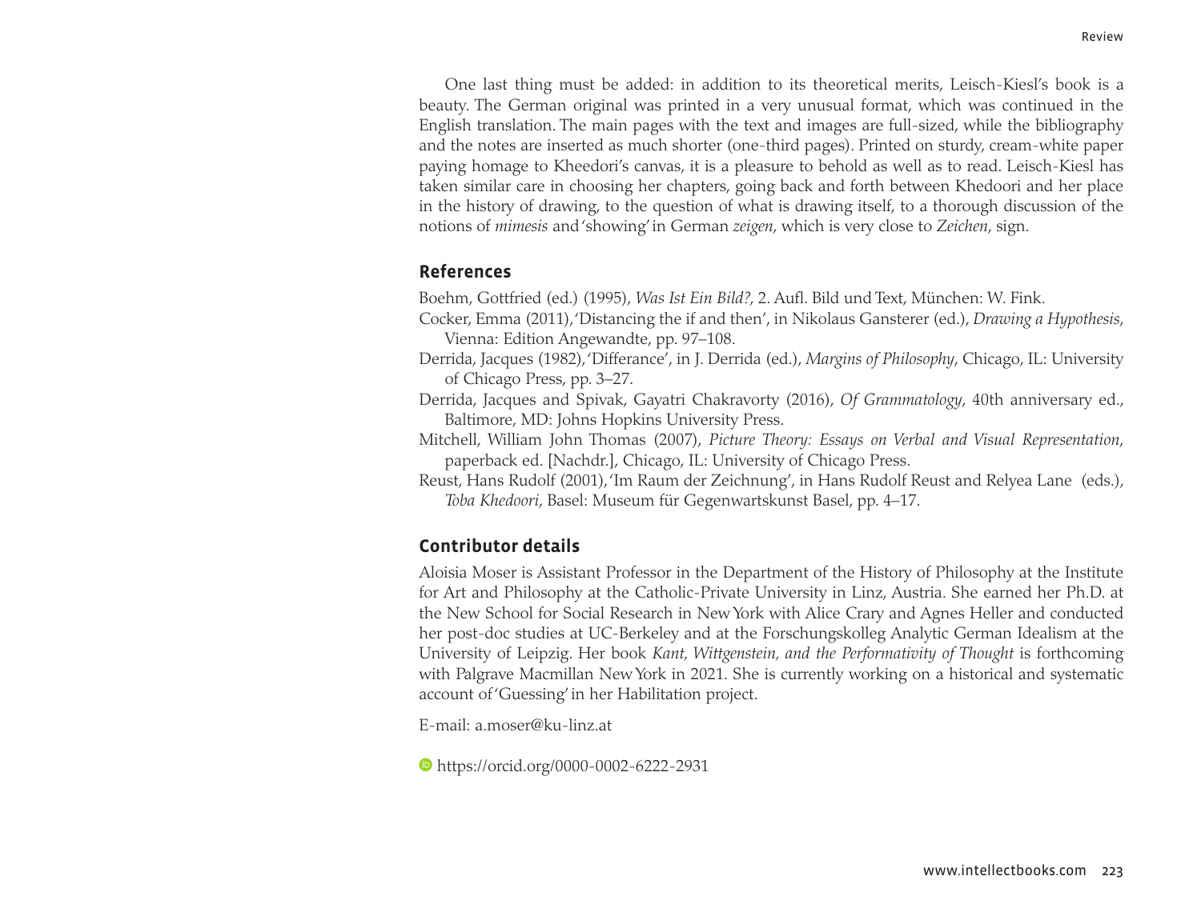One last thing must be added: in addition to its theoretical merits, Leisch-Kiesl's book is a beauty. The German original was printed in a very unusual format, which was continued in the English translation. The main pages with the text and images are full-sized, while the bibliography and the notes are inserted as much shorter (one-third pages). Printed on sturdy, cream-white paper paying homage to Kheedori's canvas, it is a pleasure to behold as well as to read. Leisch-Kiesl has taken similar care in choosing her chapters, going back and forth between Khedoori and her place in the history of drawing, to the question of what is drawing itself, to a thorough discussion of the notions of *mimesis* and 'showing' in German *zeigen*, which is very close to *Zeichen*, sign.

## References

Boehm, Gottfried (ed.) (1995), *Was Ist Ein Bild?*, 2. Aufl. Bild und Text, München: W. Fink.

Cocker, Emma (2011), 'Distancing the if and then', in Nikolaus Gansterer (ed.), *Drawing a Hypothesis*, Vienna: Edition Angewandte, pp. 97–108.

Derrida, Jacques (1982), 'Differance', in J. Derrida (ed.), *Margins of Philosophy*, Chicago, IL: University of Chicago Press, pp. 3–27.

Derrida, Jacques and Spivak, Gayatri Chakravorty (2016), *Of Grammatology*, 40th anniversary ed., Baltimore, MD: Johns Hopkins University Press.

Mitchell, William John Thomas (2007), *Picture Theory: Essays on Verbal and Visual Representation*, paperback ed. [Nachdr.], Chicago, IL: University of Chicago Press.

Reust, Hans Rudolf (2001), 'Im Raum der Zeichnung', in Hans Rudolf Reust and Relyea Lane (eds.), *Toba Khedoori*, Basel: Museum für Gegenwartskunst Basel, pp. 4–17.

## Contributor details

Aloisia Moser is Assistant Professor in the Department of the History of Philosophy at the Institute for Art and Philosophy at the Catholic-Private University in Linz, Austria. She earned her Ph.D. at the New School for Social Research in New York with Alice Crary and Agnes Heller and conducted her post-doc studies at UC-Berkeley and at the Forschungskolleg Analytic German Idealism at the University of Leipzig. Her book *Kant, Wittgenstein, and the Performativity of Thought* is forthcoming with Palgrave Macmillan New York in 2021. She is currently working on a historical and systematic account of 'Guessing' in her Habilitation project.

E-mail: a.moser@ku-linz.at

https://orcid.org/0000-0002-6222-2931